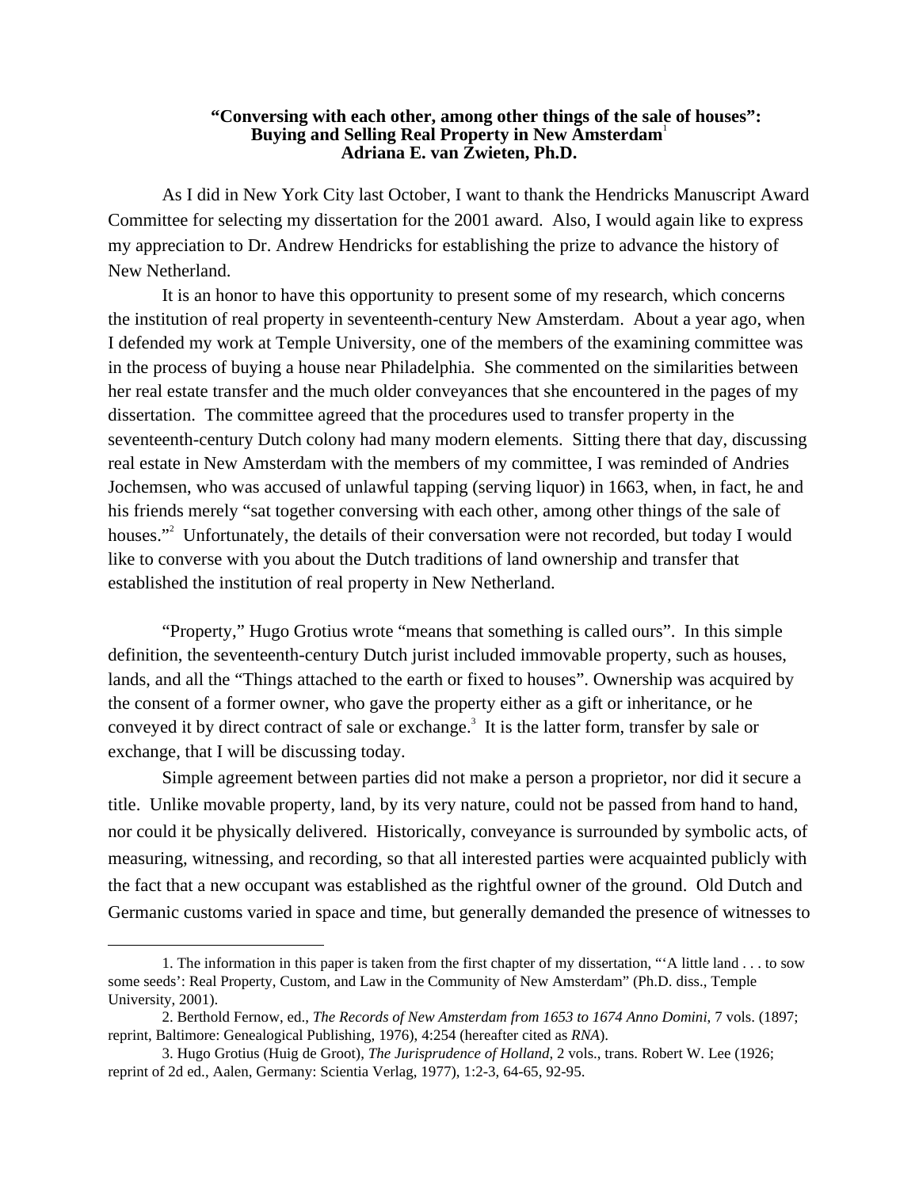# "Conversing with each other, among other things of the sale of houses": Buying and Selling Real Property in New Amsterdam[1]

**Adriana E. van Zwieten, Ph.D.**

As I did in New York City last October, I want to thank the Hendricks Manuscript Award Committee for selecting my dissertation for the 2001 award. Also, I would again like to express my appreciation to Dr. Andrew Hendricks for establishing the prize to advance the history of New Netherland.

It is an honor to have this opportunity to present some of my research, which concerns the institution of real property in seventeenth-century New Amsterdam. About a year ago, when I defended my work at Temple University, one of the members of the examining committee was in the process of buying a house near Philadelphia. She commented on the similarities between her real estate transfer and the much older conveyances that she encountered in the pages of my dissertation. The committee agreed that the procedures used to transfer property in the seventeenth-century Dutch colony had many modern elements. Sitting there that day, discussing real estate in New Amsterdam with the members of my committee, I was reminded of Andries Jochemsen, who was accused of unlawful tapping (serving liquor) in 1663, when, in fact, he and his friends merely "sat together conversing with each other, among other things of the sale of houses."[2] Unfortunately, the details of their conversation were not recorded, but today I would like to converse with you about the Dutch traditions of land ownership and transfer that established the institution of real property in New Netherland.

"Property," Hugo Grotius wrote "means that something is called ours". In this simple definition, the seventeenth-century Dutch jurist included immovable property, such as houses, lands, and all the "Things attached to the earth or fixed to houses". Ownership was acquired by the consent of a former owner, who gave the property either as a gift or inheritance, or he conveyed it by direct contract of sale or exchange.[3] It is the latter form, transfer by sale or exchange, that I will be discussing today.

Simple agreement between parties did not make a person a proprietor, nor did it secure a title. Unlike movable property, land, by its very nature, could not be passed from hand to hand, nor could it be physically delivered. Historically, conveyance is surrounded by symbolic acts, of measuring, witnessing, and recording, so that all interested parties were acquainted publicly with the fact that a new occupant was established as the rightful owner of the ground. Old Dutch and Germanic customs varied in space and time, but generally demanded the presence of witnesses to

---

1. The information in this paper is taken from the first chapter of my dissertation, "'A little land . . . to sow some seeds': Real Property, Custom, and Law in the Community of New Amsterdam" (Ph.D. diss., Temple University, 2001).

2. Berthold Fernow, ed., *The Records of New Amsterdam from 1653 to 1674 Anno Domini*, 7 vols. (1897; reprint, Baltimore: Genealogical Publishing, 1976), 4:254 (hereafter cited as *RNA*).

3. Hugo Grotius (Huig de Groot), *The Jurisprudence of Holland*, 2 vols., trans. Robert W. Lee (1926; reprint of 2d ed., Aalen, Germany: Scientia Verlag, 1977), 1:2-3, 64-65, 92-95.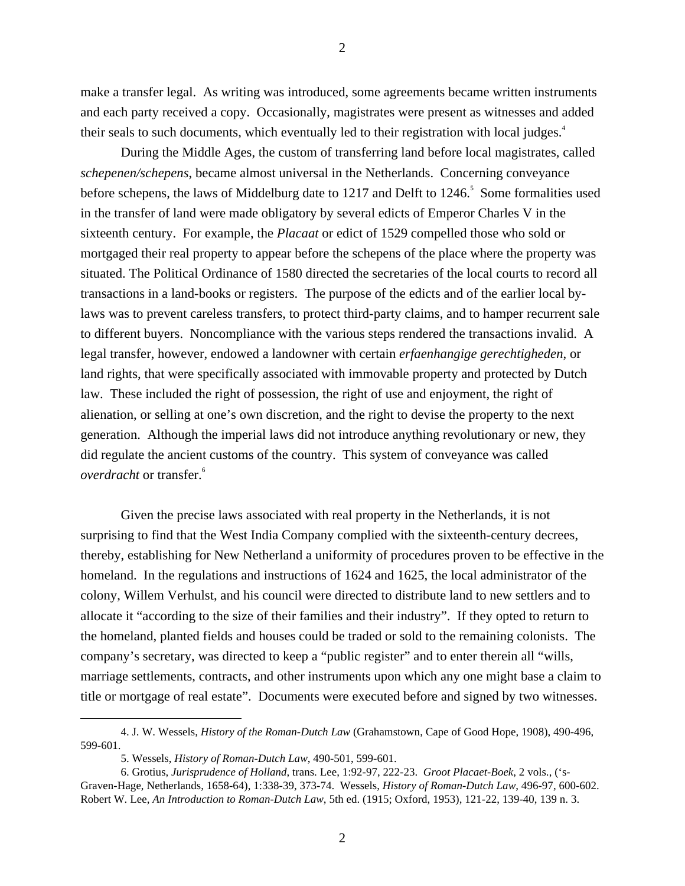make a transfer legal. As writing was introduced, some agreements became written instruments and each party received a copy. Occasionally, magistrates were present as witnesses and added their seals to such documents, which eventually led to their registration with local judges.[4]

During the Middle Ages, the custom of transferring land before local magistrates, called *schepenen/schepens*, became almost universal in the Netherlands. Concerning conveyance before schepens, the laws of Middelburg date to 1217 and Delft to 1246.[5] Some formalities used in the transfer of land were made obligatory by several edicts of Emperor Charles V in the sixteenth century. For example, the *Placaat* or edict of 1529 compelled those who sold or mortgaged their real property to appear before the schepens of the place where the property was situated. The Political Ordinance of 1580 directed the secretaries of the local courts to record all transactions in a land-books or registers. The purpose of the edicts and of the earlier local by-laws was to prevent careless transfers, to protect third-party claims, and to hamper recurrent sale to different buyers. Noncompliance with the various steps rendered the transactions invalid. A legal transfer, however, endowed a landowner with certain *erfaenhangige gerechtigheden*, or land rights, that were specifically associated with immovable property and protected by Dutch law. These included the right of possession, the right of use and enjoyment, the right of alienation, or selling at one's own discretion, and the right to devise the property to the next generation. Although the imperial laws did not introduce anything revolutionary or new, they did regulate the ancient customs of the country. This system of conveyance was called *overdracht* or transfer.[6]

Given the precise laws associated with real property in the Netherlands, it is not surprising to find that the West India Company complied with the sixteenth-century decrees, thereby, establishing for New Netherland a uniformity of procedures proven to be effective in the homeland. In the regulations and instructions of 1624 and 1625, the local administrator of the colony, Willem Verhulst, and his council were directed to distribute land to new settlers and to allocate it "according to the size of their families and their industry". If they opted to return to the homeland, planted fields and houses could be traded or sold to the remaining colonists. The company's secretary, was directed to keep a "public register" and to enter therein all "wills, marriage settlements, contracts, and other instruments upon which any one might base a claim to title or mortgage of real estate". Documents were executed before and signed by two witnesses.

---

4. J. W. Wessels, *History of the Roman-Dutch Law* (Grahamstown, Cape of Good Hope, 1908), 490-496, 599-601.

5. Wessels, *History of Roman-Dutch Law*, 490-501, 599-601.

6. Grotius, *Jurisprudence of Holland*, trans. Lee, 1:92-97, 222-23. *Groot Placaet-Boek*, 2 vols., ('s-Graven-Hage, Netherlands, 1658-64), 1:338-39, 373-74. Wessels, *History of Roman-Dutch Law*, 496-97, 600-602. Robert W. Lee, *An Introduction to Roman-Dutch Law*, 5th ed. (1915; Oxford, 1953), 121-22, 139-40, 139 n. 3.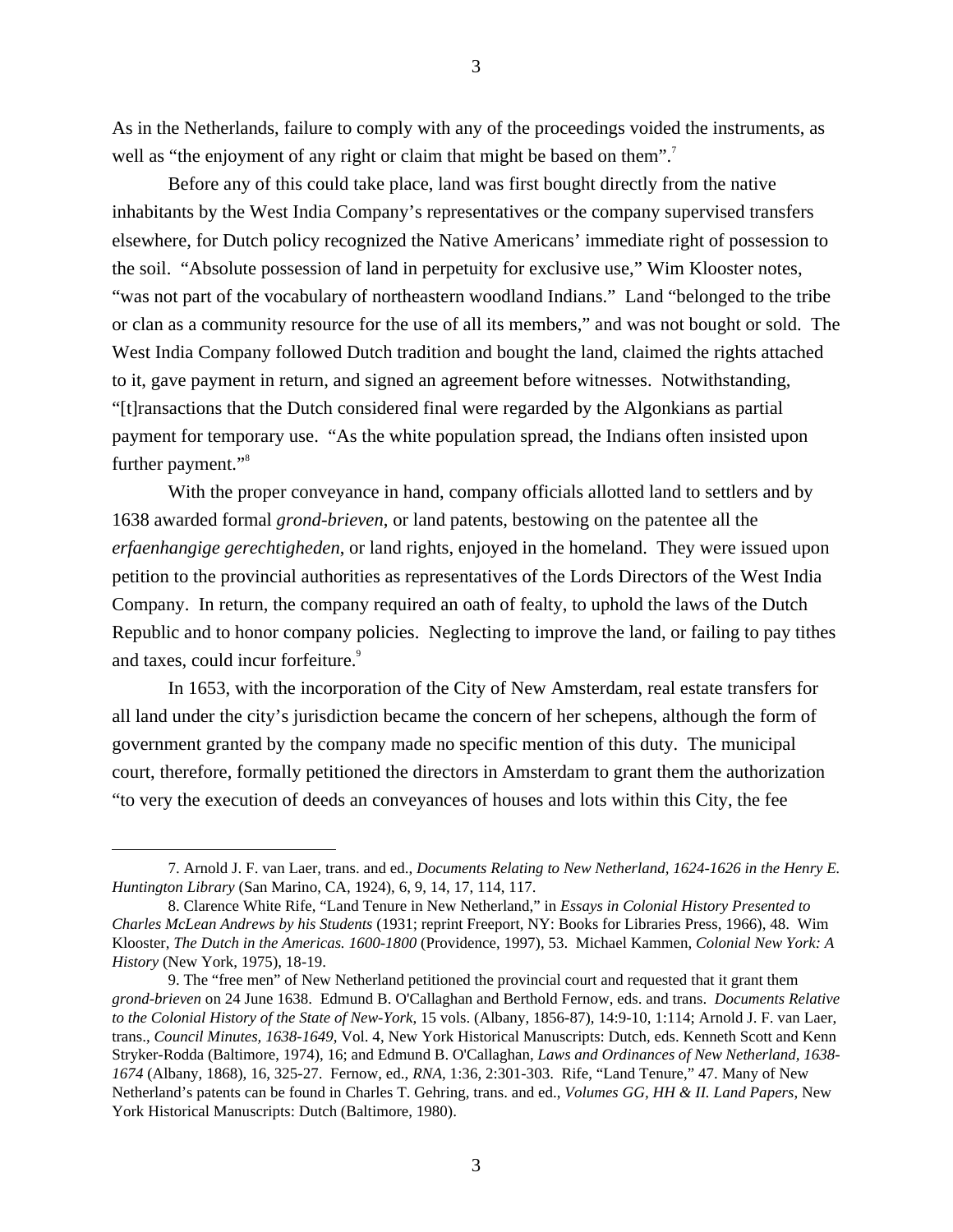As in the Netherlands, failure to comply with any of the proceedings voided the instruments, as well as "the enjoyment of any right or claim that might be based on them".[7]

Before any of this could take place, land was first bought directly from the native inhabitants by the West India Company's representatives or the company supervised transfers elsewhere, for Dutch policy recognized the Native Americans' immediate right of possession to the soil. "Absolute possession of land in perpetuity for exclusive use," Wim Klooster notes, "was not part of the vocabulary of northeastern woodland Indians." Land "belonged to the tribe or clan as a community resource for the use of all its members," and was not bought or sold. The West India Company followed Dutch tradition and bought the land, claimed the rights attached to it, gave payment in return, and signed an agreement before witnesses. Notwithstanding, "[t]ransactions that the Dutch considered final were regarded by the Algonkians as partial payment for temporary use. "As the white population spread, the Indians often insisted upon further payment."[8]

With the proper conveyance in hand, company officials allotted land to settlers and by 1638 awarded formal *grond-brieven*, or land patents, bestowing on the patentee all the *erfaenhangige gerechtigheden*, or land rights, enjoyed in the homeland. They were issued upon petition to the provincial authorities as representatives of the Lords Directors of the West India Company. In return, the company required an oath of fealty, to uphold the laws of the Dutch Republic and to honor company policies. Neglecting to improve the land, or failing to pay tithes and taxes, could incur forfeiture.[9]

In 1653, with the incorporation of the City of New Amsterdam, real estate transfers for all land under the city's jurisdiction became the concern of her schepens, although the form of government granted by the company made no specific mention of this duty. The municipal court, therefore, formally petitioned the directors in Amsterdam to grant them the authorization "to very the execution of deeds an conveyances of houses and lots within this City, the fee

---

7. Arnold J. F. van Laer, trans. and ed., *Documents Relating to New Netherland, 1624-1626 in the Henry E. Huntington Library* (San Marino, CA, 1924), 6, 9, 14, 17, 114, 117.

8. Clarence White Rife, "Land Tenure in New Netherland," in *Essays in Colonial History Presented to Charles McLean Andrews by his Students* (1931; reprint Freeport, NY: Books for Libraries Press, 1966), 48. Wim Klooster, *The Dutch in the Americas. 1600-1800* (Providence, 1997), 53. Michael Kammen, *Colonial New York: A History* (New York, 1975), 18-19.

9. The "free men" of New Netherland petitioned the provincial court and requested that it grant them *grond-brieven* on 24 June 1638. Edmund B. O'Callaghan and Berthold Fernow, eds. and trans. *Documents Relative to the Colonial History of the State of New-York*, 15 vols. (Albany, 1856-87), 14:9-10, 1:114; Arnold J. F. van Laer, trans., *Council Minutes, 1638-1649*, Vol. 4, New York Historical Manuscripts: Dutch, eds. Kenneth Scott and Kenn Stryker-Rodda (Baltimore, 1974), 16; and Edmund B. O'Callaghan, *Laws and Ordinances of New Netherland, 1638-1674* (Albany, 1868), 16, 325-27. Fernow, ed., *RNA*, 1:36, 2:301-303. Rife, "Land Tenure," 47. Many of New Netherland's patents can be found in Charles T. Gehring, trans. and ed., *Volumes GG, HH & II. Land Papers,* New York Historical Manuscripts: Dutch (Baltimore, 1980).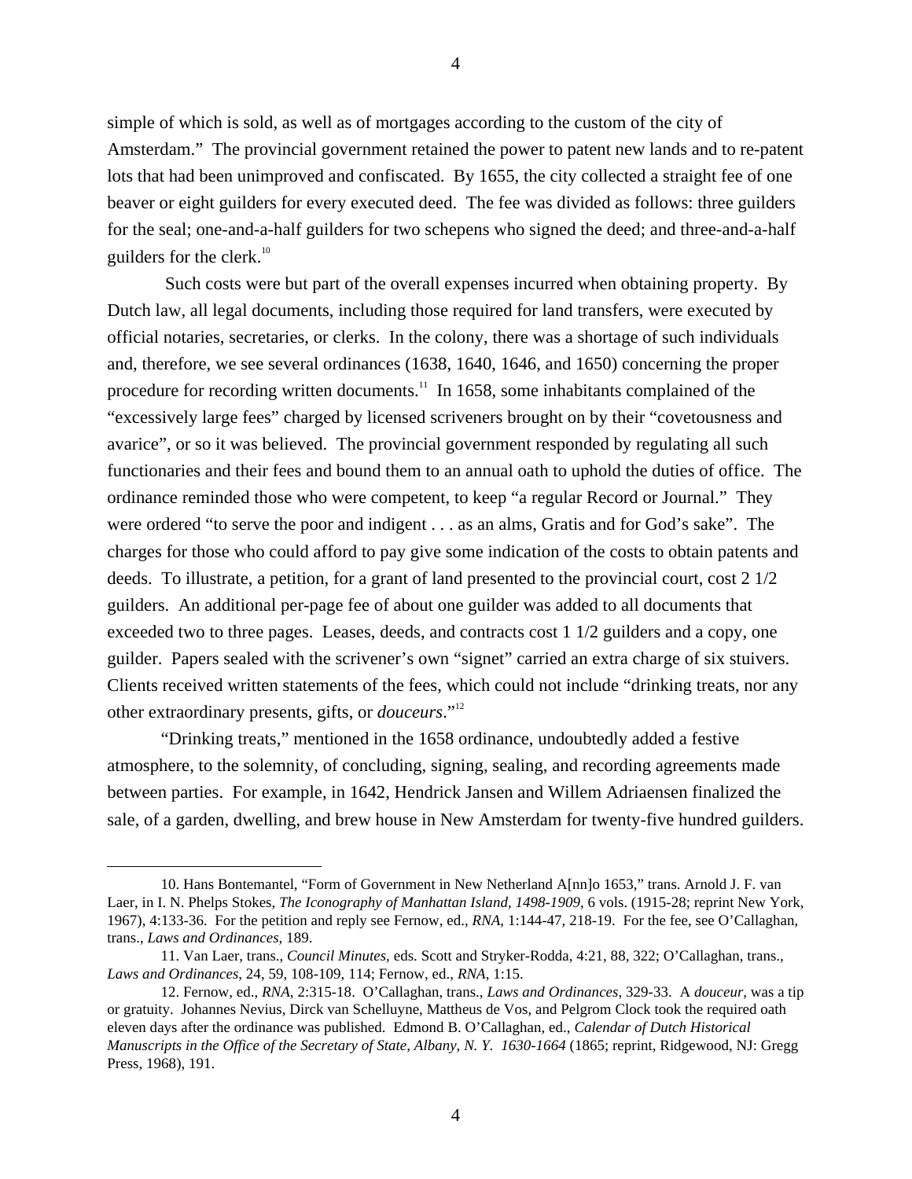simple of which is sold, as well as of mortgages according to the custom of the city of Amsterdam." The provincial government retained the power to patent new lands and to re-patent lots that had been unimproved and confiscated. By 1655, the city collected a straight fee of one beaver or eight guilders for every executed deed. The fee was divided as follows: three guilders for the seal; one-and-a-half guilders for two schepens who signed the deed; and three-and-a-half guilders for the clerk.[10]

Such costs were but part of the overall expenses incurred when obtaining property. By Dutch law, all legal documents, including those required for land transfers, were executed by official notaries, secretaries, or clerks. In the colony, there was a shortage of such individuals and, therefore, we see several ordinances (1638, 1640, 1646, and 1650) concerning the proper procedure for recording written documents.[11] In 1658, some inhabitants complained of the "excessively large fees" charged by licensed scriveners brought on by their "covetousness and avarice", or so it was believed. The provincial government responded by regulating all such functionaries and their fees and bound them to an annual oath to uphold the duties of office. The ordinance reminded those who were competent, to keep "a regular Record or Journal." They were ordered "to serve the poor and indigent . . . as an alms, Gratis and for God's sake". The charges for those who could afford to pay give some indication of the costs to obtain patents and deeds. To illustrate, a petition, for a grant of land presented to the provincial court, cost 2 1/2 guilders. An additional per-page fee of about one guilder was added to all documents that exceeded two to three pages. Leases, deeds, and contracts cost 1 1/2 guilders and a copy, one guilder. Papers sealed with the scrivener's own "signet" carried an extra charge of six stuivers. Clients received written statements of the fees, which could not include "drinking treats, nor any other extraordinary presents, gifts, or *douceurs*."[12]

"Drinking treats," mentioned in the 1658 ordinance, undoubtedly added a festive atmosphere, to the solemnity, of concluding, signing, sealing, and recording agreements made between parties. For example, in 1642, Hendrick Jansen and Willem Adriaensen finalized the sale, of a garden, dwelling, and brew house in New Amsterdam for twenty-five hundred guilders.

---

10. Hans Bontemantel, "Form of Government in New Netherland A[nn]o 1653," trans. Arnold J. F. van Laer, in I. N. Phelps Stokes, *The Iconography of Manhattan Island, 1498-1909*, 6 vols. (1915-28; reprint New York, 1967), 4:133-36. For the petition and reply see Fernow, ed., *RNA*, 1:144-47, 218-19. For the fee, see O'Callaghan, trans., *Laws and Ordinances*, 189.

11. Van Laer, trans., *Council Minutes*, eds. Scott and Stryker-Rodda, 4:21, 88, 322; O'Callaghan, trans., *Laws and Ordinances*, 24, 59, 108-109, 114; Fernow, ed., *RNA*, 1:15.

12. Fernow, ed., *RNA*, 2:315-18. O'Callaghan, trans., *Laws and Ordinances*, 329-33. A *douceur*, was a tip or gratuity. Johannes Nevius, Dirck van Schelluyne, Mattheus de Vos, and Pelgrom Clock took the required oath eleven days after the ordinance was published. Edmond B. O'Callaghan, ed., *Calendar of Dutch Historical Manuscripts in the Office of the Secretary of State, Albany, N. Y. 1630-1664* (1865; reprint, Ridgewood, NJ: Gregg Press, 1968), 191.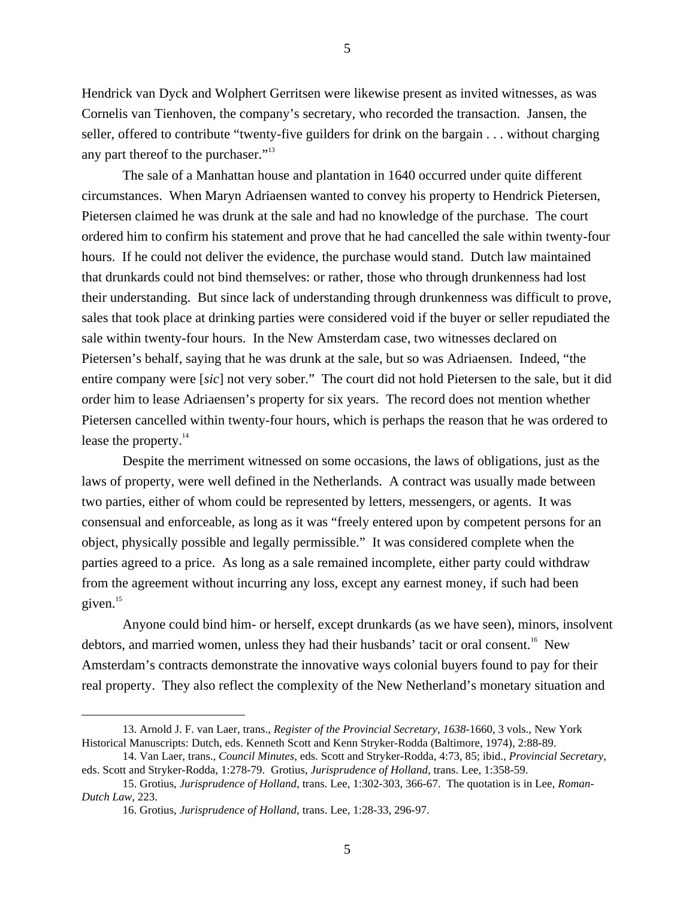Hendrick van Dyck and Wolphert Gerritsen were likewise present as invited witnesses, as was Cornelis van Tienhoven, the company's secretary, who recorded the transaction. Jansen, the seller, offered to contribute "twenty-five guilders for drink on the bargain . . . without charging any part thereof to the purchaser."[13]

The sale of a Manhattan house and plantation in 1640 occurred under quite different circumstances. When Maryn Adriaensen wanted to convey his property to Hendrick Pietersen, Pietersen claimed he was drunk at the sale and had no knowledge of the purchase. The court ordered him to confirm his statement and prove that he had cancelled the sale within twenty-four hours. If he could not deliver the evidence, the purchase would stand. Dutch law maintained that drunkards could not bind themselves: or rather, those who through drunkenness had lost their understanding. But since lack of understanding through drunkenness was difficult to prove, sales that took place at drinking parties were considered void if the buyer or seller repudiated the sale within twenty-four hours. In the New Amsterdam case, two witnesses declared on Pietersen's behalf, saying that he was drunk at the sale, but so was Adriaensen. Indeed, "the entire company were [*sic*] not very sober." The court did not hold Pietersen to the sale, but it did order him to lease Adriaensen's property for six years. The record does not mention whether Pietersen cancelled within twenty-four hours, which is perhaps the reason that he was ordered to lease the property.[14]

Despite the merriment witnessed on some occasions, the laws of obligations, just as the laws of property, were well defined in the Netherlands. A contract was usually made between two parties, either of whom could be represented by letters, messengers, or agents. It was consensual and enforceable, as long as it was "freely entered upon by competent persons for an object, physically possible and legally permissible." It was considered complete when the parties agreed to a price. As long as a sale remained incomplete, either party could withdraw from the agreement without incurring any loss, except any earnest money, if such had been given.[15]

Anyone could bind him- or herself, except drunkards (as we have seen), minors, insolvent debtors, and married women, unless they had their husbands' tacit or oral consent.[16] New Amsterdam's contracts demonstrate the innovative ways colonial buyers found to pay for their real property. They also reflect the complexity of the New Netherland's monetary situation and

---

13. Arnold J. F. van Laer, trans., *Register of the Provincial Secretary, 1638*-1660, 3 vols., New York Historical Manuscripts: Dutch, eds. Kenneth Scott and Kenn Stryker-Rodda (Baltimore, 1974), 2:88-89.

14. Van Laer, trans., *Council Minutes*, eds. Scott and Stryker-Rodda, 4:73, 85; ibid., *Provincial Secretary*, eds. Scott and Stryker-Rodda, 1:278-79. Grotius, *Jurisprudence of Holland*, trans. Lee, 1:358-59.

15. Grotius, *Jurisprudence of Holland*, trans. Lee, 1:302-303, 366-67. The quotation is in Lee, *Roman-Dutch Law*, 223.

16. Grotius, *Jurisprudence of Holland*, trans. Lee, 1:28-33, 296-97.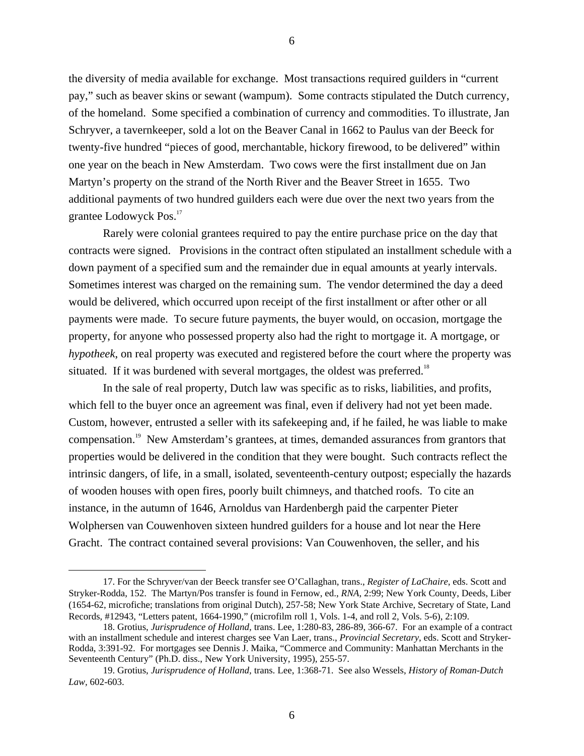the diversity of media available for exchange. Most transactions required guilders in "current pay," such as beaver skins or sewant (wampum). Some contracts stipulated the Dutch currency, of the homeland. Some specified a combination of currency and commodities. To illustrate, Jan Schryver, a tavernkeeper, sold a lot on the Beaver Canal in 1662 to Paulus van der Beeck for twenty-five hundred "pieces of good, merchantable, hickory firewood, to be delivered" within one year on the beach in New Amsterdam. Two cows were the first installment due on Jan Martyn's property on the strand of the North River and the Beaver Street in 1655. Two additional payments of two hundred guilders each were due over the next two years from the grantee Lodowyck Pos.[17]

Rarely were colonial grantees required to pay the entire purchase price on the day that contracts were signed. Provisions in the contract often stipulated an installment schedule with a down payment of a specified sum and the remainder due in equal amounts at yearly intervals. Sometimes interest was charged on the remaining sum. The vendor determined the day a deed would be delivered, which occurred upon receipt of the first installment or after other or all payments were made. To secure future payments, the buyer would, on occasion, mortgage the property, for anyone who possessed property also had the right to mortgage it. A mortgage, or *hypotheek*, on real property was executed and registered before the court where the property was situated. If it was burdened with several mortgages, the oldest was preferred.[18]

In the sale of real property, Dutch law was specific as to risks, liabilities, and profits, which fell to the buyer once an agreement was final, even if delivery had not yet been made. Custom, however, entrusted a seller with its safekeeping and, if he failed, he was liable to make compensation.[19] New Amsterdam's grantees, at times, demanded assurances from grantors that properties would be delivered in the condition that they were bought. Such contracts reflect the intrinsic dangers, of life, in a small, isolated, seventeenth-century outpost; especially the hazards of wooden houses with open fires, poorly built chimneys, and thatched roofs. To cite an instance, in the autumn of 1646, Arnoldus van Hardenbergh paid the carpenter Pieter Wolphersen van Couwenhoven sixteen hundred guilders for a house and lot near the Here Gracht. The contract contained several provisions: Van Couwenhoven, the seller, and his

---

17. For the Schryver/van der Beeck transfer see O'Callaghan, trans., *Register of LaChaire*, eds. Scott and Stryker-Rodda, 152. The Martyn/Pos transfer is found in Fernow, ed., *RNA*, 2:99; New York County, Deeds, Liber (1654-62, microfiche; translations from original Dutch), 257-58; New York State Archive, Secretary of State, Land Records, #12943, "Letters patent, 1664-1990," (microfilm roll 1, Vols. 1-4, and roll 2, Vols. 5-6), 2:109.

18. Grotius, *Jurisprudence of Holland*, trans. Lee, 1:280-83, 286-89, 366-67. For an example of a contract with an installment schedule and interest charges see Van Laer, trans., *Provincial Secretary*, eds. Scott and Stryker-Rodda, 3:391-92. For mortgages see Dennis J. Maika, "Commerce and Community: Manhattan Merchants in the Seventeenth Century" (Ph.D. diss., New York University, 1995), 255-57.

19. Grotius, *Jurisprudence of Holland*, trans. Lee, 1:368-71. See also Wessels, *History of Roman-Dutch Law*, 602-603.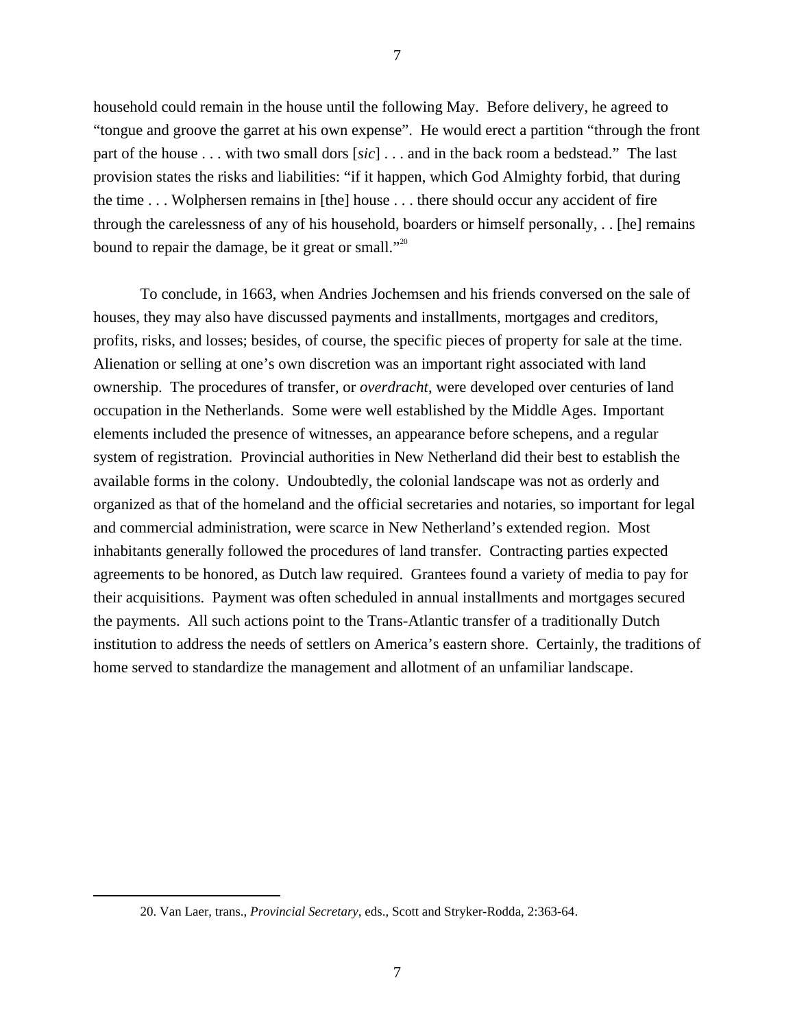household could remain in the house until the following May. Before delivery, he agreed to "tongue and groove the garret at his own expense". He would erect a partition "through the front part of the house . . . with two small dors [*sic*] . . . and in the back room a bedstead." The last provision states the risks and liabilities: "if it happen, which God Almighty forbid, that during the time . . . Wolphersen remains in [the] house . . . there should occur any accident of fire through the carelessness of any of his household, boarders or himself personally, . . [he] remains bound to repair the damage, be it great or small."[20]

To conclude, in 1663, when Andries Jochemsen and his friends conversed on the sale of houses, they may also have discussed payments and installments, mortgages and creditors, profits, risks, and losses; besides, of course, the specific pieces of property for sale at the time. Alienation or selling at one's own discretion was an important right associated with land ownership. The procedures of transfer, or *overdracht*, were developed over centuries of land occupation in the Netherlands. Some were well established by the Middle Ages. Important elements included the presence of witnesses, an appearance before schepens, and a regular system of registration. Provincial authorities in New Netherland did their best to establish the available forms in the colony. Undoubtedly, the colonial landscape was not as orderly and organized as that of the homeland and the official secretaries and notaries, so important for legal and commercial administration, were scarce in New Netherland's extended region. Most inhabitants generally followed the procedures of land transfer. Contracting parties expected agreements to be honored, as Dutch law required. Grantees found a variety of media to pay for their acquisitions. Payment was often scheduled in annual installments and mortgages secured the payments. All such actions point to the Trans-Atlantic transfer of a traditionally Dutch institution to address the needs of settlers on America's eastern shore. Certainly, the traditions of home served to standardize the management and allotment of an unfamiliar landscape.

---

20. Van Laer, trans., *Provincial Secretary*, eds., Scott and Stryker-Rodda, 2:363-64.